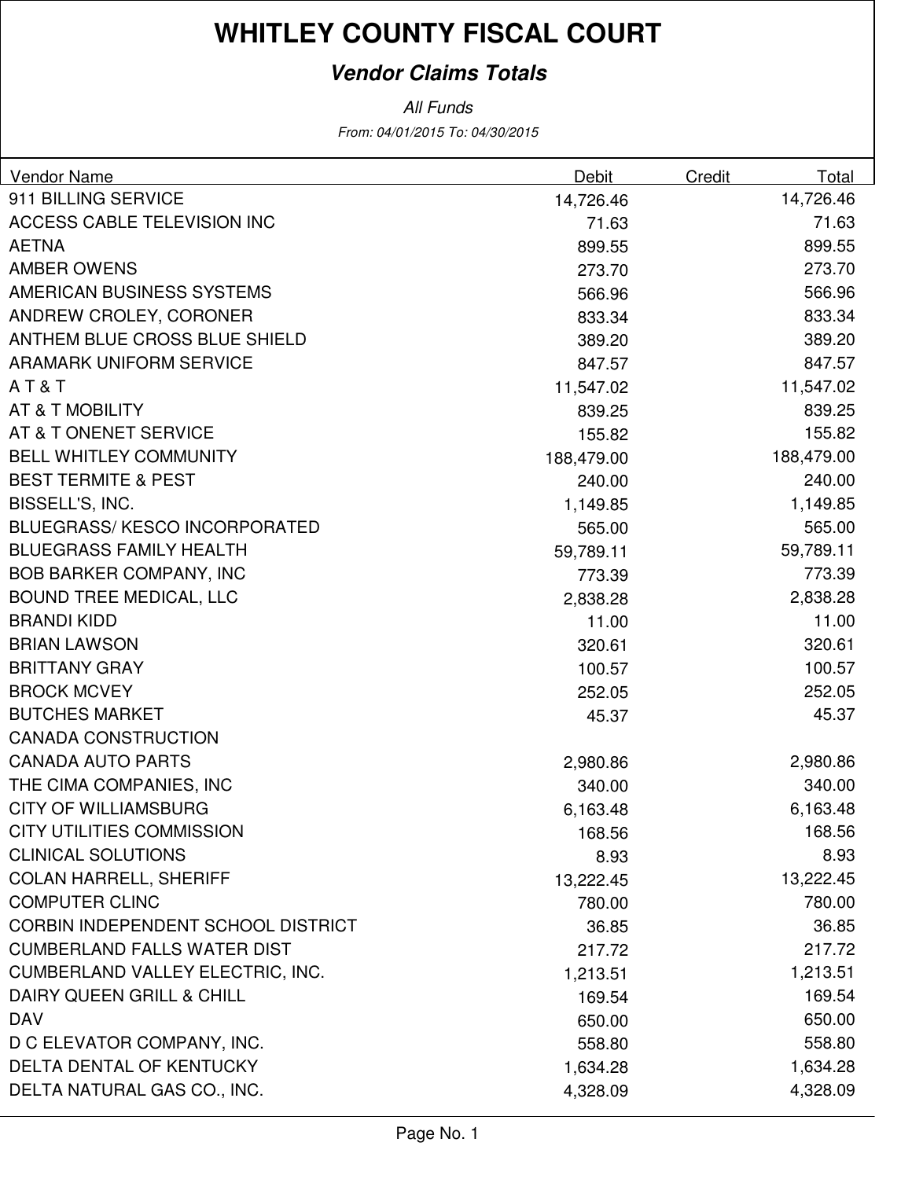# WHITLEY COUNTY FISCAL COURT

## *Vendor Claims Totals*

*All Funds*

*From: 04/01/2015 To: 04/30/2015*

| Vendor Name | Debit | Credit | Total |
|---|---|---|---|
| 911 BILLING SERVICE | 14,726.46 | | 14,726.46 |
| ACCESS CABLE TELEVISION INC | 71.63 | | 71.63 |
| AETNA | 899.55 | | 899.55 |
| AMBER OWENS | 273.70 | | 273.70 |
| AMERICAN BUSINESS SYSTEMS | 566.96 | | 566.96 |
| ANDREW CROLEY, CORONER | 833.34 | | 833.34 |
| ANTHEM BLUE CROSS BLUE SHIELD | 389.20 | | 389.20 |
| ARAMARK UNIFORM SERVICE | 847.57 | | 847.57 |
| A T & T | 11,547.02 | | 11,547.02 |
| AT & T MOBILITY | 839.25 | | 839.25 |
| AT & T ONENET SERVICE | 155.82 | | 155.82 |
| BELL WHITLEY COMMUNITY | 188,479.00 | | 188,479.00 |
| BEST TERMITE & PEST | 240.00 | | 240.00 |
| BISSELL'S, INC. | 1,149.85 | | 1,149.85 |
| BLUEGRASS/ KESCO INCORPORATED | 565.00 | | 565.00 |
| BLUEGRASS FAMILY HEALTH | 59,789.11 | | 59,789.11 |
| BOB BARKER COMPANY, INC | 773.39 | | 773.39 |
| BOUND TREE MEDICAL, LLC | 2,838.28 | | 2,838.28 |
| BRANDI KIDD | 11.00 | | 11.00 |
| BRIAN LAWSON | 320.61 | | 320.61 |
| BRITTANY GRAY | 100.57 | | 100.57 |
| BROCK MCVEY | 252.05 | | 252.05 |
| BUTCHES MARKET | 45.37 | | 45.37 |
| CANADA CONSTRUCTION | | | |
| CANADA AUTO PARTS | 2,980.86 | | 2,980.86 |
| THE CIMA COMPANIES, INC | 340.00 | | 340.00 |
| CITY OF WILLIAMSBURG | 6,163.48 | | 6,163.48 |
| CITY UTILITIES COMMISSION | 168.56 | | 168.56 |
| CLINICAL SOLUTIONS | 8.93 | | 8.93 |
| COLAN HARRELL, SHERIFF | 13,222.45 | | 13,222.45 |
| COMPUTER CLINC | 780.00 | | 780.00 |
| CORBIN INDEPENDENT SCHOOL DISTRICT | 36.85 | | 36.85 |
| CUMBERLAND FALLS WATER DIST | 217.72 | | 217.72 |
| CUMBERLAND VALLEY ELECTRIC, INC. | 1,213.51 | | 1,213.51 |
| DAIRY QUEEN GRILL & CHILL | 169.54 | | 169.54 |
| DAV | 650.00 | | 650.00 |
| D C ELEVATOR COMPANY, INC. | 558.80 | | 558.80 |
| DELTA DENTAL OF KENTUCKY | 1,634.28 | | 1,634.28 |
| DELTA NATURAL GAS CO., INC. | 4,328.09 | | 4,328.09 |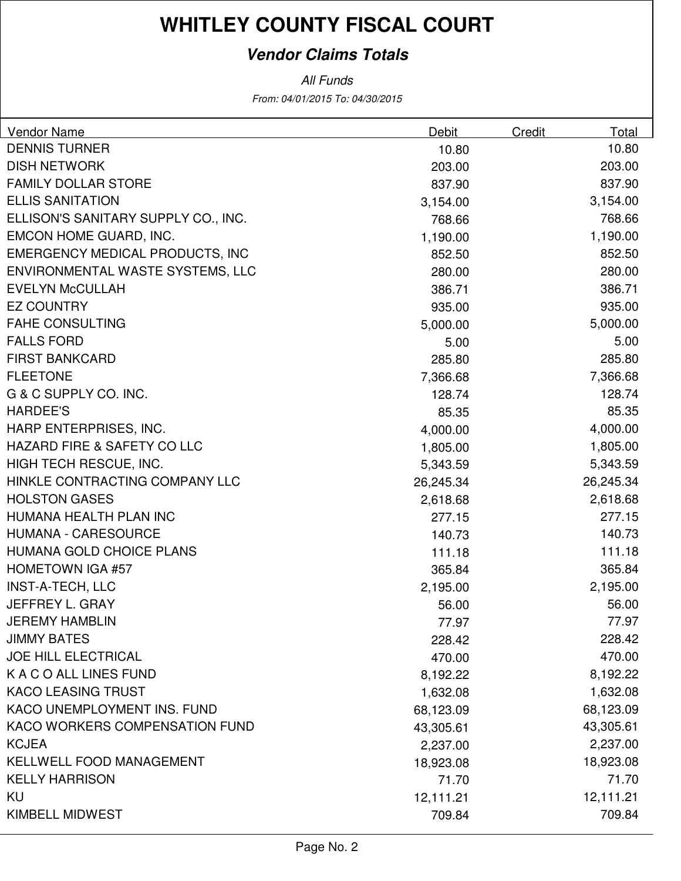# WHITLEY COUNTY FISCAL COURT

## *Vendor Claims Totals*

*All Funds*

*From: 04/01/2015 To: 04/30/2015*

| Vendor Name | Debit | Credit | Total |
|---|---|---|---|
| DENNIS TURNER | 10.80 | | 10.80 |
| DISH NETWORK | 203.00 | | 203.00 |
| FAMILY DOLLAR STORE | 837.90 | | 837.90 |
| ELLIS SANITATION | 3,154.00 | | 3,154.00 |
| ELLISON'S SANITARY SUPPLY CO., INC. | 768.66 | | 768.66 |
| EMCON HOME GUARD, INC. | 1,190.00 | | 1,190.00 |
| EMERGENCY MEDICAL PRODUCTS, INC | 852.50 | | 852.50 |
| ENVIRONMENTAL WASTE SYSTEMS, LLC | 280.00 | | 280.00 |
| EVELYN McCULLAH | 386.71 | | 386.71 |
| EZ COUNTRY | 935.00 | | 935.00 |
| FAHE CONSULTING | 5,000.00 | | 5,000.00 |
| FALLS FORD | 5.00 | | 5.00 |
| FIRST BANKCARD | 285.80 | | 285.80 |
| FLEETONE | 7,366.68 | | 7,366.68 |
| G & C SUPPLY CO. INC. | 128.74 | | 128.74 |
| HARDEE'S | 85.35 | | 85.35 |
| HARP ENTERPRISES, INC. | 4,000.00 | | 4,000.00 |
| HAZARD FIRE & SAFETY CO LLC | 1,805.00 | | 1,805.00 |
| HIGH TECH RESCUE, INC. | 5,343.59 | | 5,343.59 |
| HINKLE CONTRACTING COMPANY LLC | 26,245.34 | | 26,245.34 |
| HOLSTON GASES | 2,618.68 | | 2,618.68 |
| HUMANA HEALTH PLAN INC | 277.15 | | 277.15 |
| HUMANA - CARESOURCE | 140.73 | | 140.73 |
| HUMANA GOLD CHOICE PLANS | 111.18 | | 111.18 |
| HOMETOWN IGA #57 | 365.84 | | 365.84 |
| INST-A-TECH, LLC | 2,195.00 | | 2,195.00 |
| JEFFREY L. GRAY | 56.00 | | 56.00 |
| JEREMY HAMBLIN | 77.97 | | 77.97 |
| JIMMY BATES | 228.42 | | 228.42 |
| JOE HILL ELECTRICAL | 470.00 | | 470.00 |
| K A C O ALL LINES FUND | 8,192.22 | | 8,192.22 |
| KACO LEASING TRUST | 1,632.08 | | 1,632.08 |
| KACO UNEMPLOYMENT INS. FUND | 68,123.09 | | 68,123.09 |
| KACO WORKERS COMPENSATION FUND | 43,305.61 | | 43,305.61 |
| KCJEA | 2,237.00 | | 2,237.00 |
| KELLWELL FOOD MANAGEMENT | 18,923.08 | | 18,923.08 |
| KELLY HARRISON | 71.70 | | 71.70 |
| KU | 12,111.21 | | 12,111.21 |
| KIMBELL MIDWEST | 709.84 | | 709.84 |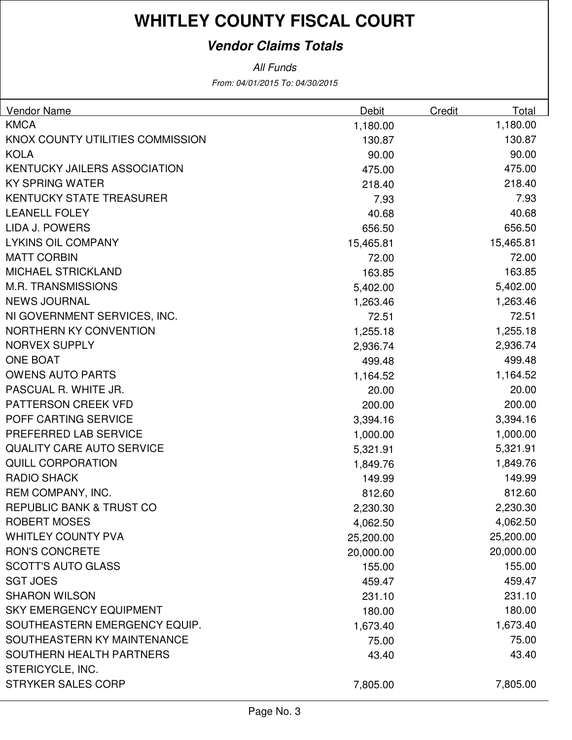# WHITLEY COUNTY FISCAL COURT

## *Vendor Claims Totals*

*All Funds*

*From: 04/01/2015 To: 04/30/2015*

| Vendor Name | Debit | Credit | Total |
|---|---|---|---|
| KMCA | 1,180.00 | | 1,180.00 |
| KNOX COUNTY UTILITIES COMMISSION | 130.87 | | 130.87 |
| KOLA | 90.00 | | 90.00 |
| KENTUCKY JAILERS ASSOCIATION | 475.00 | | 475.00 |
| KY SPRING WATER | 218.40 | | 218.40 |
| KENTUCKY STATE TREASURER | 7.93 | | 7.93 |
| LEANELL FOLEY | 40.68 | | 40.68 |
| LIDA J. POWERS | 656.50 | | 656.50 |
| LYKINS OIL COMPANY | 15,465.81 | | 15,465.81 |
| MATT CORBIN | 72.00 | | 72.00 |
| MICHAEL STRICKLAND | 163.85 | | 163.85 |
| M.R. TRANSMISSIONS | 5,402.00 | | 5,402.00 |
| NEWS JOURNAL | 1,263.46 | | 1,263.46 |
| NI GOVERNMENT SERVICES, INC. | 72.51 | | 72.51 |
| NORTHERN KY CONVENTION | 1,255.18 | | 1,255.18 |
| NORVEX SUPPLY | 2,936.74 | | 2,936.74 |
| ONE BOAT | 499.48 | | 499.48 |
| OWENS AUTO PARTS | 1,164.52 | | 1,164.52 |
| PASCUAL R. WHITE JR. | 20.00 | | 20.00 |
| PATTERSON CREEK VFD | 200.00 | | 200.00 |
| POFF CARTING SERVICE | 3,394.16 | | 3,394.16 |
| PREFERRED LAB SERVICE | 1,000.00 | | 1,000.00 |
| QUALITY CARE AUTO SERVICE | 5,321.91 | | 5,321.91 |
| QUILL CORPORATION | 1,849.76 | | 1,849.76 |
| RADIO SHACK | 149.99 | | 149.99 |
| REM COMPANY, INC. | 812.60 | | 812.60 |
| REPUBLIC BANK & TRUST CO | 2,230.30 | | 2,230.30 |
| ROBERT MOSES | 4,062.50 | | 4,062.50 |
| WHITLEY COUNTY PVA | 25,200.00 | | 25,200.00 |
| RON'S CONCRETE | 20,000.00 | | 20,000.00 |
| SCOTT'S AUTO GLASS | 155.00 | | 155.00 |
| SGT JOES | 459.47 | | 459.47 |
| SHARON WILSON | 231.10 | | 231.10 |
| SKY EMERGENCY EQUIPMENT | 180.00 | | 180.00 |
| SOUTHEASTERN EMERGENCY EQUIP. | 1,673.40 | | 1,673.40 |
| SOUTHEASTERN KY MAINTENANCE | 75.00 | | 75.00 |
| SOUTHERN HEALTH PARTNERS | 43.40 | | 43.40 |
| STERICYCLE, INC. | | | |
| STRYKER SALES CORP | 7,805.00 | | 7,805.00 |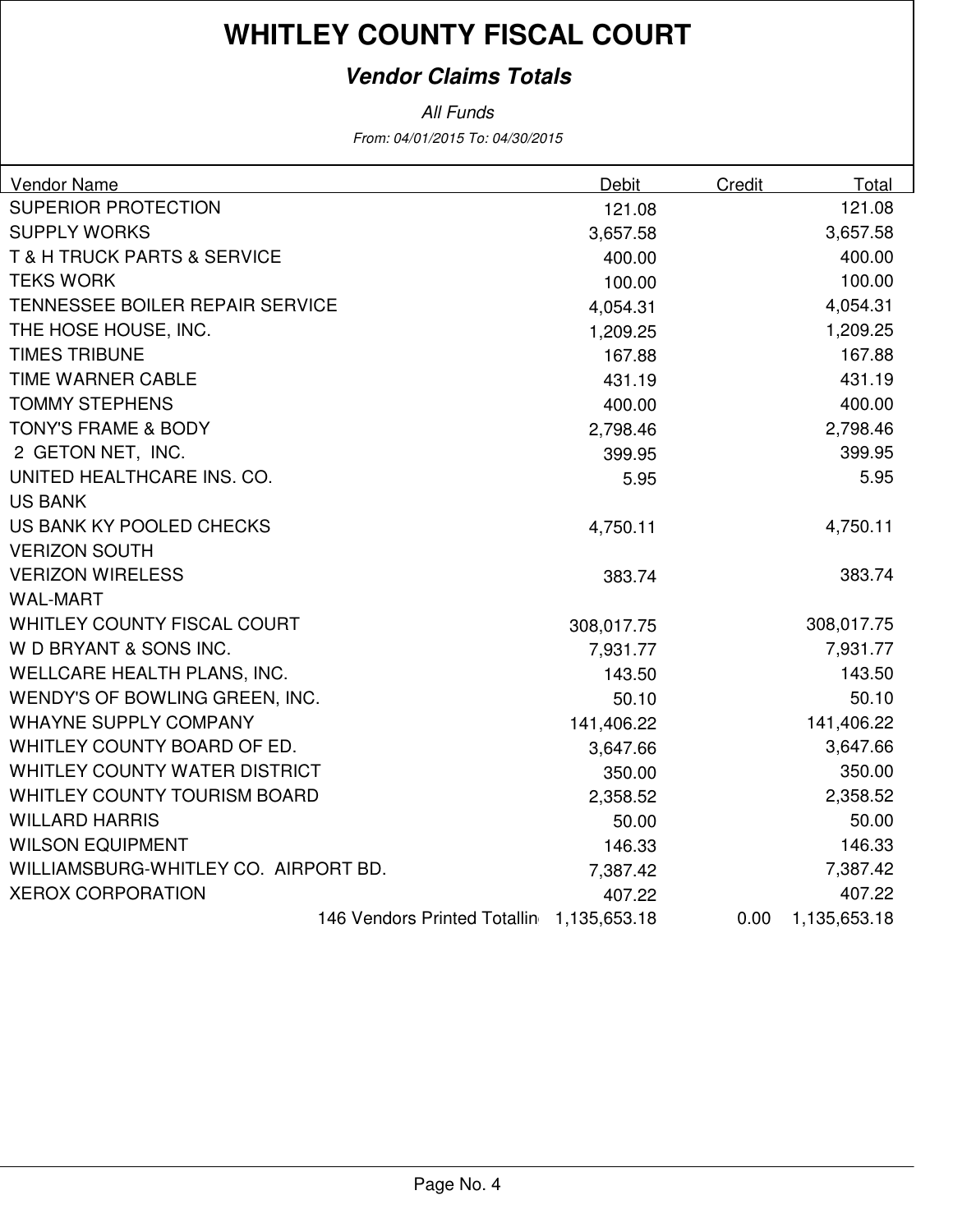# WHITLEY COUNTY FISCAL COURT

## *Vendor Claims Totals*

*All Funds*

*From: 04/01/2015 To: 04/30/2015*

| Vendor Name | Debit | Credit | Total |
|---|---|---|---|
| SUPERIOR PROTECTION | 121.08 | | 121.08 |
| SUPPLY WORKS | 3,657.58 | | 3,657.58 |
| T & H TRUCK PARTS & SERVICE | 400.00 | | 400.00 |
| TEKS WORK | 100.00 | | 100.00 |
| TENNESSEE BOILER REPAIR SERVICE | 4,054.31 | | 4,054.31 |
| THE HOSE HOUSE, INC. | 1,209.25 | | 1,209.25 |
| TIMES TRIBUNE | 167.88 | | 167.88 |
| TIME WARNER CABLE | 431.19 | | 431.19 |
| TOMMY STEPHENS | 400.00 | | 400.00 |
| TONY'S FRAME & BODY | 2,798.46 | | 2,798.46 |
| 2 GETON NET, INC. | 399.95 | | 399.95 |
| UNITED HEALTHCARE INS. CO. | 5.95 | | 5.95 |
| US BANK | | | |
| US BANK KY POOLED CHECKS | 4,750.11 | | 4,750.11 |
| VERIZON SOUTH | | | |
| VERIZON WIRELESS | 383.74 | | 383.74 |
| WAL-MART | | | |
| WHITLEY COUNTY FISCAL COURT | 308,017.75 | | 308,017.75 |
| W D BRYANT & SONS INC. | 7,931.77 | | 7,931.77 |
| WELLCARE HEALTH PLANS, INC. | 143.50 | | 143.50 |
| WENDY'S OF BOWLING GREEN, INC. | 50.10 | | 50.10 |
| WHAYNE SUPPLY COMPANY | 141,406.22 | | 141,406.22 |
| WHITLEY COUNTY BOARD OF ED. | 3,647.66 | | 3,647.66 |
| WHITLEY COUNTY WATER DISTRICT | 350.00 | | 350.00 |
| WHITLEY COUNTY TOURISM BOARD | 2,358.52 | | 2,358.52 |
| WILLARD HARRIS | 50.00 | | 50.00 |
| WILSON EQUIPMENT | 146.33 | | 146.33 |
| WILLIAMSBURG-WHITLEY CO. AIRPORT BD. | 7,387.42 | | 7,387.42 |
| XEROX CORPORATION | 407.22 | | 407.22 |
| 146 Vendors Printed Totalling | 1,135,653.18 | 0.00 | 1,135,653.18 |